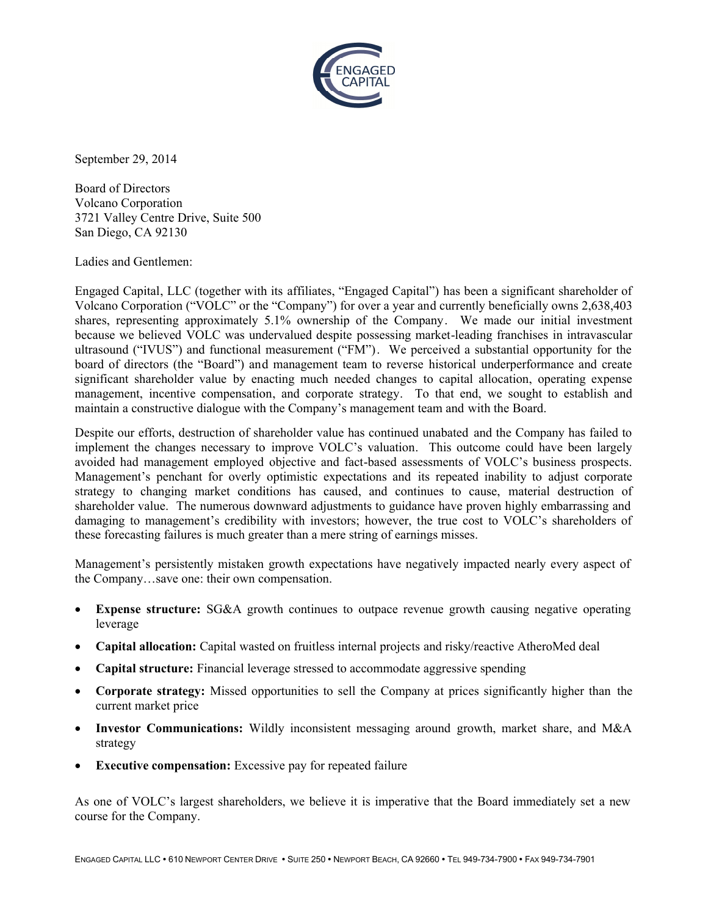September 29, 2014

Board of Directors
Volcano Corporation
3721 Valley Centre Drive, Suite 500
San Diego, CA 92130

Ladies and Gentlemen:

Engaged Capital, LLC (together with its affiliates, "Engaged Capital") has been a significant shareholder of Volcano Corporation ("VOLC" or the "Company") for over a year and currently beneficially owns 2,638,403 shares, representing approximately 5.1% ownership of the Company. We made our initial investment because we believed VOLC was undervalued despite possessing market-leading franchises in intravascular ultrasound ("IVUS") and functional measurement ("FM"). We perceived a substantial opportunity for the board of directors (the "Board") and management team to reverse historical underperformance and create significant shareholder value by enacting much needed changes to capital allocation, operating expense management, incentive compensation, and corporate strategy. To that end, we sought to establish and maintain a constructive dialogue with the Company's management team and with the Board.

Despite our efforts, destruction of shareholder value has continued unabated and the Company has failed to implement the changes necessary to improve VOLC's valuation. This outcome could have been largely avoided had management employed objective and fact-based assessments of VOLC's business prospects. Management's penchant for overly optimistic expectations and its repeated inability to adjust corporate strategy to changing market conditions has caused, and continues to cause, material destruction of shareholder value. The numerous downward adjustments to guidance have proven highly embarrassing and damaging to management's credibility with investors; however, the true cost to VOLC's shareholders of these forecasting failures is much greater than a mere string of earnings misses.

Management's persistently mistaken growth expectations have negatively impacted nearly every aspect of the Company…save one: their own compensation.

- **Expense structure:** SG&A growth continues to outpace revenue growth causing negative operating leverage
- **Capital allocation:** Capital wasted on fruitless internal projects and risky/reactive AtheroMed deal
- **Capital structure:** Financial leverage stressed to accommodate aggressive spending
- **Corporate strategy:** Missed opportunities to sell the Company at prices significantly higher than the current market price
- **Investor Communications:** Wildly inconsistent messaging around growth, market share, and M&A strategy
- **Executive compensation:** Excessive pay for repeated failure

As one of VOLC's largest shareholders, we believe it is imperative that the Board immediately set a new course for the Company.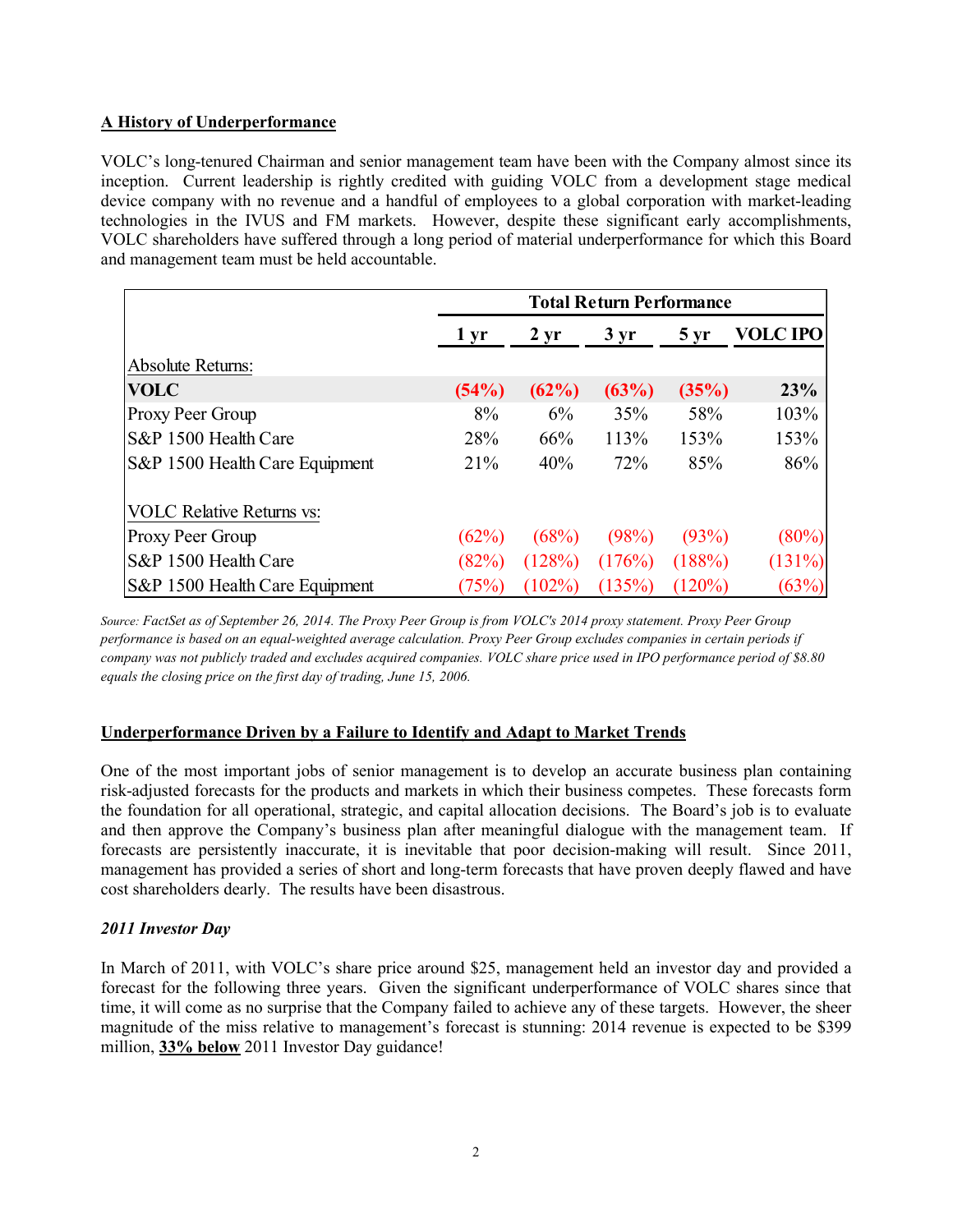## A History of Underperformance

VOLC's long-tenured Chairman and senior management team have been with the Company almost since its inception. Current leadership is rightly credited with guiding VOLC from a development stage medical device company with no revenue and a handful of employees to a global corporation with market-leading technologies in the IVUS and FM markets. However, despite these significant early accomplishments, VOLC shareholders have suffered through a long period of material underperformance for which this Board and management team must be held accountable.

| | Total Return Performance | | | | |
|---|---|---|---|---|---|
| | 1 yr | 2 yr | 3 yr | 5 yr | VOLC IPO |
| Absolute Returns: | | | | | |
| **VOLC** | **(54%)** | **(62%)** | **(63%)** | **(35%)** | **23%** |
| Proxy Peer Group | 8% | 6% | 35% | 58% | 103% |
| S&P 1500 Health Care | 28% | 66% | 113% | 153% | 153% |
| S&P 1500 Health Care Equipment | 21% | 40% | 72% | 85% | 86% |
| VOLC Relative Returns vs: | | | | | |
| Proxy Peer Group | (62%) | (68%) | (98%) | (93%) | (80%) |
| S&P 1500 Health Care | (82%) | (128%) | (176%) | (188%) | (131%) |
| S&P 1500 Health Care Equipment | (75%) | (102%) | (135%) | (120%) | (63%) |

*Source: FactSet as of September 26, 2014. The Proxy Peer Group is from VOLC's 2014 proxy statement. Proxy Peer Group performance is based on an equal-weighted average calculation. Proxy Peer Group excludes companies in certain periods if company was not publicly traded and excludes acquired companies. VOLC share price used in IPO performance period of $8.80 equals the closing price on the first day of trading, June 15, 2006.*

## Underperformance Driven by a Failure to Identify and Adapt to Market Trends

One of the most important jobs of senior management is to develop an accurate business plan containing risk-adjusted forecasts for the products and markets in which their business competes. These forecasts form the foundation for all operational, strategic, and capital allocation decisions. The Board's job is to evaluate and then approve the Company's business plan after meaningful dialogue with the management team. If forecasts are persistently inaccurate, it is inevitable that poor decision-making will result. Since 2011, management has provided a series of short and long-term forecasts that have proven deeply flawed and have cost shareholders dearly. The results have been disastrous.

### *2011 Investor Day*

In March of 2011, with VOLC's share price around $25, management held an investor day and provided a forecast for the following three years. Given the significant underperformance of VOLC shares since that time, it will come as no surprise that the Company failed to achieve any of these targets. However, the sheer magnitude of the miss relative to management's forecast is stunning: 2014 revenue is expected to be $399 million, **33% below** 2011 Investor Day guidance!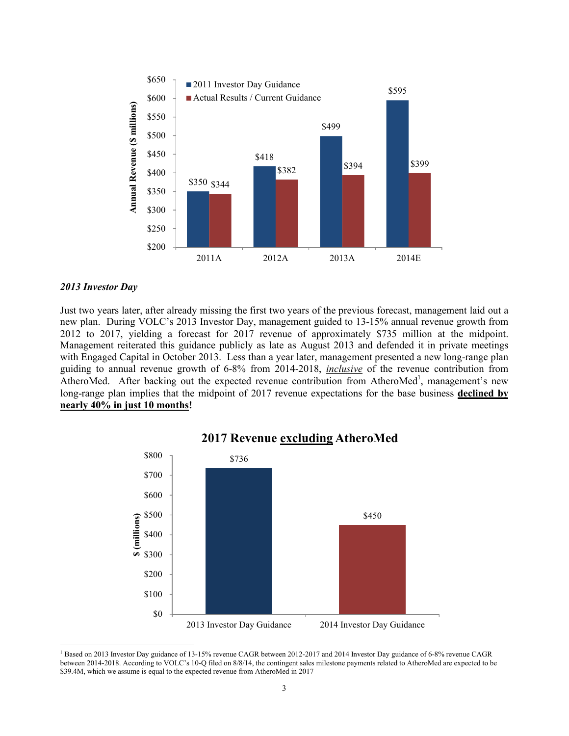| | 2011 Investor Day Guidance | Actual Results / Current Guidance |
|---|---|---|
| 2011A | $350 | $344 |
| 2012A | $418 | $382 |
| 2013A | $499 | $394 |
| 2014E | $595 | $399 |

Annual Revenue ($ millions)

***2013 Investor Day***

Just two years later, after already missing the first two years of the previous forecast, management laid out a new plan. During VOLC's 2013 Investor Day, management guided to 13-15% annual revenue growth from 2012 to 2017, yielding a forecast for 2017 revenue of approximately $735 million at the midpoint. Management reiterated this guidance publicly as late as August 2013 and defended it in private meetings with Engaged Capital in October 2013. Less than a year later, management presented a new long-range plan guiding to annual revenue growth of 6-8% from 2014-2018, *inclusive* of the revenue contribution from AtheroMed. After backing out the expected revenue contribution from AtheroMed[1], management's new long-range plan implies that the midpoint of 2017 revenue expectations for the base business **declined by nearly 40% in just 10 months**!

**2017 Revenue excluding AtheroMed**

| | $ (millions) |
|---|---|
| 2013 Investor Day Guidance | $736 |
| 2014 Investor Day Guidance | $450 |

[1] Based on 2013 Investor Day guidance of 13-15% revenue CAGR between 2012-2017 and 2014 Investor Day guidance of 6-8% revenue CAGR between 2014-2018. According to VOLC's 10-Q filed on 8/8/14, the contingent sales milestone payments related to AtheroMed are expected to be $39.4M, which we assume is equal to the expected revenue from AtheroMed in 2017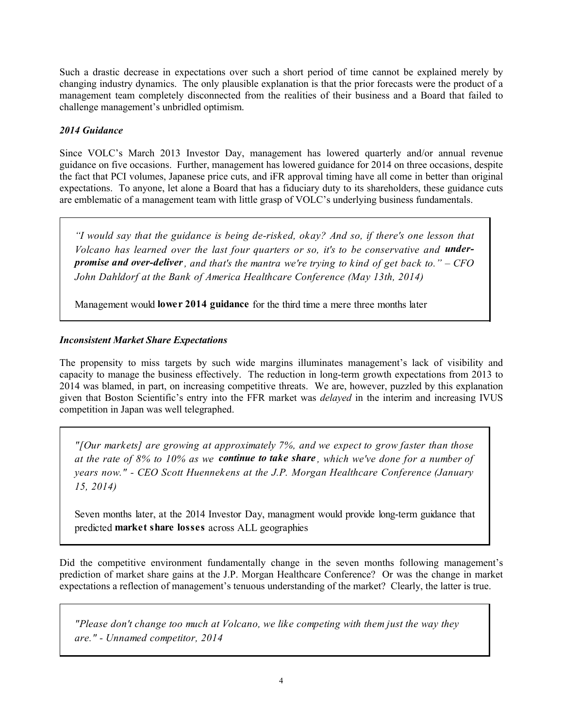Such a drastic decrease in expectations over such a short period of time cannot be explained merely by changing industry dynamics. The only plausible explanation is that the prior forecasts were the product of a management team completely disconnected from the realities of their business and a Board that failed to challenge management's unbridled optimism.

***2014 Guidance***

Since VOLC's March 2013 Investor Day, management has lowered quarterly and/or annual revenue guidance on five occasions. Further, management has lowered guidance for 2014 on three occasions, despite the fact that PCI volumes, Japanese price cuts, and iFR approval timing have all come in better than original expectations. To anyone, let alone a Board that has a fiduciary duty to its shareholders, these guidance cuts are emblematic of a management team with little grasp of VOLC's underlying business fundamentals.

> *"I would say that the guidance is being de-risked, okay? And so, if there's one lesson that Volcano has learned over the last four quarters or so, it's to be conservative and* ***under-promise and over-deliver****, and that's the mantra we're trying to kind of get back to." – CFO John Dahldorf at the Bank of America Healthcare Conference (May 13th, 2014)*
>
> Management would **lower 2014 guidance** for the third time a mere three months later

***Inconsistent Market Share Expectations***

The propensity to miss targets by such wide margins illuminates management's lack of visibility and capacity to manage the business effectively. The reduction in long-term growth expectations from 2013 to 2014 was blamed, in part, on increasing competitive threats. We are, however, puzzled by this explanation given that Boston Scientific's entry into the FFR market was *delayed* in the interim and increasing IVUS competition in Japan was well telegraphed.

> *"[Our markets] are growing at approximately 7%, and we expect to grow faster than those at the rate of 8% to 10% as we* ***continue to take share****, which we've done for a number of years now." - CEO Scott Huennekens at the J.P. Morgan Healthcare Conference (January 15, 2014)*
>
> Seven months later, at the 2014 Investor Day, managment would provide long-term guidance that predicted **market share losses** across ALL geographies

Did the competitive environment fundamentally change in the seven months following management's prediction of market share gains at the J.P. Morgan Healthcare Conference? Or was the change in market expectations a reflection of management's tenuous understanding of the market? Clearly, the latter is true.

> *"Please don't change too much at Volcano, we like competing with them just the way they are." - Unnamed competitor, 2014*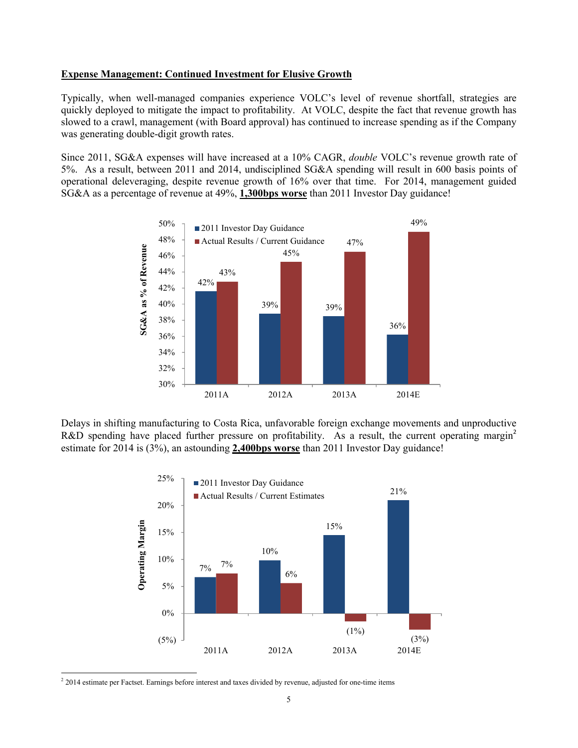**Expense Management: Continued Investment for Elusive Growth**

Typically, when well-managed companies experience VOLC's level of revenue shortfall, strategies are quickly deployed to mitigate the impact to profitability. At VOLC, despite the fact that revenue growth has slowed to a crawl, management (with Board approval) has continued to increase spending as if the Company was generating double-digit growth rates.

Since 2011, SG&A expenses will have increased at a 10% CAGR, *double* VOLC's revenue growth rate of 5%. As a result, between 2011 and 2014, undisciplined SG&A spending will result in 600 basis points of operational deleveraging, despite revenue growth of 16% over that time. For 2014, management guided SG&A as a percentage of revenue at 49%, **1,300bps worse** than 2011 Investor Day guidance!

| SG&A as % of Revenue | 2011A | 2012A | 2013A | 2014E |
|---|---|---|---|---|
| 2011 Investor Day Guidance | 42% | 39% | 39% | 36% |
| Actual Results / Current Guidance | 43% | 45% | 47% | 49% |

Delays in shifting manufacturing to Costa Rica, unfavorable foreign exchange movements and unproductive R&D spending have placed further pressure on profitability. As a result, the current operating margin[2] estimate for 2014 is (3%), an astounding **2,400bps worse** than 2011 Investor Day guidance!

| Operating Margin | 2011A | 2012A | 2013A | 2014E |
|---|---|---|---|---|
| 2011 Investor Day Guidance | 7% | 10% | 15% | 21% |
| Actual Results / Current Estimates | 7% | 6% | (1%) | (3%) |

[2] 2014 estimate per Factset. Earnings before interest and taxes divided by revenue, adjusted for one-time items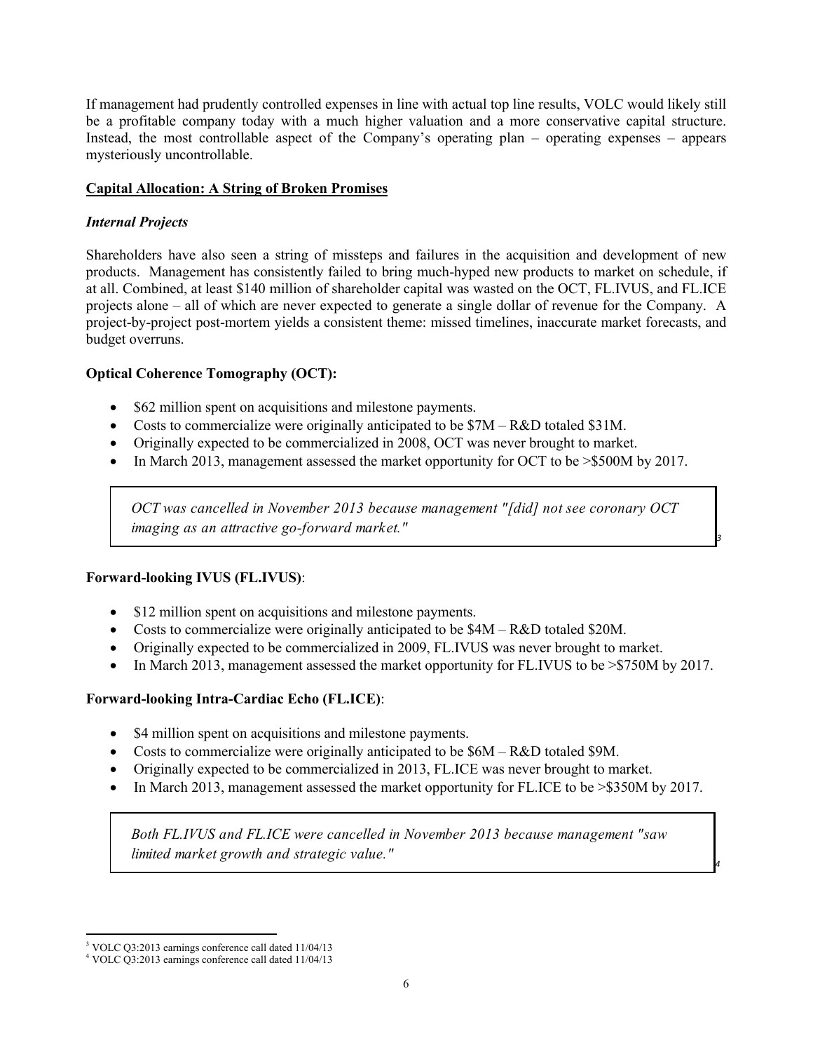If management had prudently controlled expenses in line with actual top line results, VOLC would likely still be a profitable company today with a much higher valuation and a more conservative capital structure. Instead, the most controllable aspect of the Company's operating plan – operating expenses – appears mysteriously uncontrollable.

## Capital Allocation: A String of Broken Promises

### *Internal Projects*

Shareholders have also seen a string of missteps and failures in the acquisition and development of new products. Management has consistently failed to bring much-hyped new products to market on schedule, if at all. Combined, at least $140 million of shareholder capital was wasted on the OCT, FL.IVUS, and FL.ICE projects alone – all of which are never expected to generate a single dollar of revenue for the Company. A project-by-project post-mortem yields a consistent theme: missed timelines, inaccurate market forecasts, and budget overruns.

**Optical Coherence Tomography (OCT):**

- $62 million spent on acquisitions and milestone payments.
- Costs to commercialize were originally anticipated to be $7M – R&D totaled $31M.
- Originally expected to be commercialized in 2008, OCT was never brought to market.
- In March 2013, management assessed the market opportunity for OCT to be >$500M by 2017.

> *OCT was cancelled in November 2013 because management "[did] not see coronary OCT imaging as an attractive go-forward market."* [3]

**Forward-looking IVUS (FL.IVUS)**:

- $12 million spent on acquisitions and milestone payments.
- Costs to commercialize were originally anticipated to be $4M – R&D totaled $20M.
- Originally expected to be commercialized in 2009, FL.IVUS was never brought to market.
- In March 2013, management assessed the market opportunity for FL.IVUS to be >$750M by 2017.

**Forward-looking Intra-Cardiac Echo (FL.ICE)**:

- $4 million spent on acquisitions and milestone payments.
- Costs to commercialize were originally anticipated to be $6M – R&D totaled $9M.
- Originally expected to be commercialized in 2013, FL.ICE was never brought to market.
- In March 2013, management assessed the market opportunity for FL.ICE to be >$350M by 2017.

> *Both FL.IVUS and FL.ICE were cancelled in November 2013 because management "saw limited market growth and strategic value."* [4]

---

[3] VOLC Q3:2013 earnings conference call dated 11/04/13

[4] VOLC Q3:2013 earnings conference call dated 11/04/13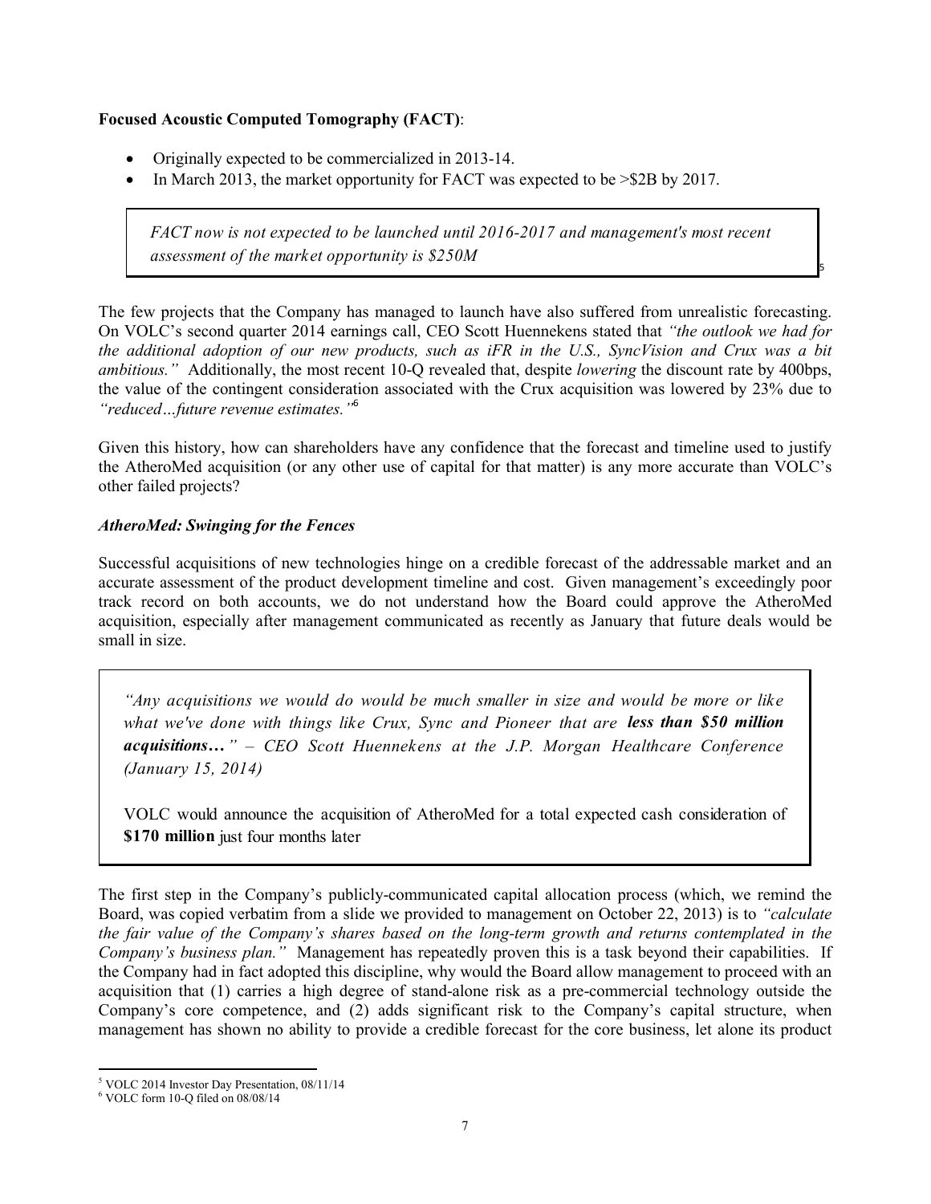**Focused Acoustic Computed Tomography (FACT)**:

- Originally expected to be commercialized in 2013-14.
- In March 2013, the market opportunity for FACT was expected to be >$2B by 2017.

> *FACT now is not expected to be launched until 2016-2017 and management's most recent assessment of the market opportunity is $250M*[5]

The few projects that the Company has managed to launch have also suffered from unrealistic forecasting. On VOLC's second quarter 2014 earnings call, CEO Scott Huennekens stated that *"the outlook we had for the additional adoption of our new products, such as iFR in the U.S., SyncVision and Crux was a bit ambitious."* Additionally, the most recent 10-Q revealed that, despite *lowering* the discount rate by 400bps, the value of the contingent consideration associated with the Crux acquisition was lowered by 23% due to *"reduced…future revenue estimates."*[6]

Given this history, how can shareholders have any confidence that the forecast and timeline used to justify the AtheroMed acquisition (or any other use of capital for that matter) is any more accurate than VOLC's other failed projects?

### *AtheroMed: Swinging for the Fences*

Successful acquisitions of new technologies hinge on a credible forecast of the addressable market and an accurate assessment of the product development timeline and cost. Given management's exceedingly poor track record on both accounts, we do not understand how the Board could approve the AtheroMed acquisition, especially after management communicated as recently as January that future deals would be small in size.

> *"Any acquisitions we would do would be much smaller in size and would be more or like what we've done with things like Crux, Sync and Pioneer that are **less than $50 million acquisitions…**" – CEO Scott Huennekens at the J.P. Morgan Healthcare Conference (January 15, 2014)*
>
> VOLC would announce the acquisition of AtheroMed for a total expected cash consideration of **$170 million** just four months later

The first step in the Company's publicly-communicated capital allocation process (which, we remind the Board, was copied verbatim from a slide we provided to management on October 22, 2013) is to *"calculate the fair value of the Company's shares based on the long-term growth and returns contemplated in the Company's business plan."* Management has repeatedly proven this is a task beyond their capabilities. If the Company had in fact adopted this discipline, why would the Board allow management to proceed with an acquisition that (1) carries a high degree of stand-alone risk as a pre-commercial technology outside the Company's core competence, and (2) adds significant risk to the Company's capital structure, when management has shown no ability to provide a credible forecast for the core business, let alone its product

---

[5] VOLC 2014 Investor Day Presentation, 08/11/14

[6] VOLC form 10-Q filed on 08/08/14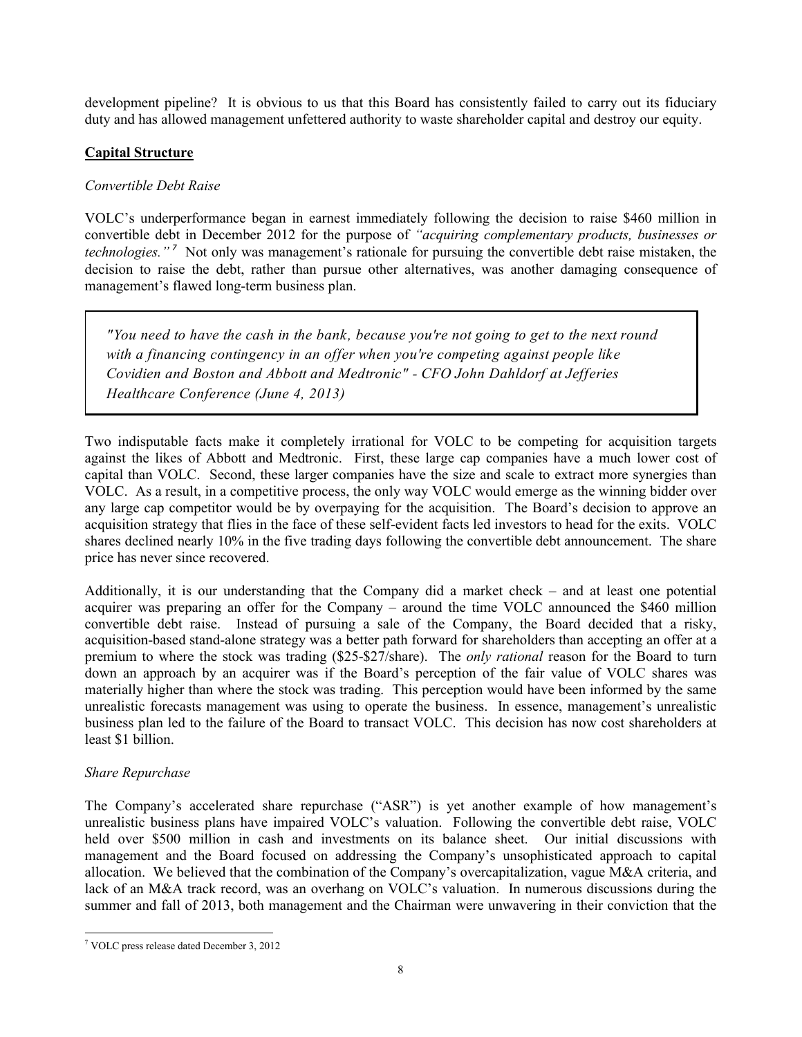development pipeline? It is obvious to us that this Board has consistently failed to carry out its fiduciary duty and has allowed management unfettered authority to waste shareholder capital and destroy our equity.

## Capital Structure

*Convertible Debt Raise*

VOLC's underperformance began in earnest immediately following the decision to raise $460 million in convertible debt in December 2012 for the purpose of *"acquiring complementary products, businesses or technologies."*[7] Not only was management's rationale for pursuing the convertible debt raise mistaken, the decision to raise the debt, rather than pursue other alternatives, was another damaging consequence of management's flawed long-term business plan.

> *"You need to have the cash in the bank, because you're not going to get to the next round with a financing contingency in an offer when you're competing against people like Covidien and Boston and Abbott and Medtronic" - CFO John Dahldorf at Jefferies Healthcare Conference (June 4, 2013)*

Two indisputable facts make it completely irrational for VOLC to be competing for acquisition targets against the likes of Abbott and Medtronic. First, these large cap companies have a much lower cost of capital than VOLC. Second, these larger companies have the size and scale to extract more synergies than VOLC. As a result, in a competitive process, the only way VOLC would emerge as the winning bidder over any large cap competitor would be by overpaying for the acquisition. The Board's decision to approve an acquisition strategy that flies in the face of these self-evident facts led investors to head for the exits. VOLC shares declined nearly 10% in the five trading days following the convertible debt announcement. The share price has never since recovered.

Additionally, it is our understanding that the Company did a market check – and at least one potential acquirer was preparing an offer for the Company – around the time VOLC announced the $460 million convertible debt raise. Instead of pursuing a sale of the Company, the Board decided that a risky, acquisition-based stand-alone strategy was a better path forward for shareholders than accepting an offer at a premium to where the stock was trading ($25-$27/share). The *only rational* reason for the Board to turn down an approach by an acquirer was if the Board's perception of the fair value of VOLC shares was materially higher than where the stock was trading. This perception would have been informed by the same unrealistic forecasts management was using to operate the business. In essence, management's unrealistic business plan led to the failure of the Board to transact VOLC. This decision has now cost shareholders at least $1 billion.

*Share Repurchase*

The Company's accelerated share repurchase ("ASR") is yet another example of how management's unrealistic business plans have impaired VOLC's valuation. Following the convertible debt raise, VOLC held over $500 million in cash and investments on its balance sheet. Our initial discussions with management and the Board focused on addressing the Company's unsophisticated approach to capital allocation. We believed that the combination of the Company's overcapitalization, vague M&A criteria, and lack of an M&A track record, was an overhang on VOLC's valuation. In numerous discussions during the summer and fall of 2013, both management and the Chairman were unwavering in their conviction that the

[7] VOLC press release dated December 3, 2012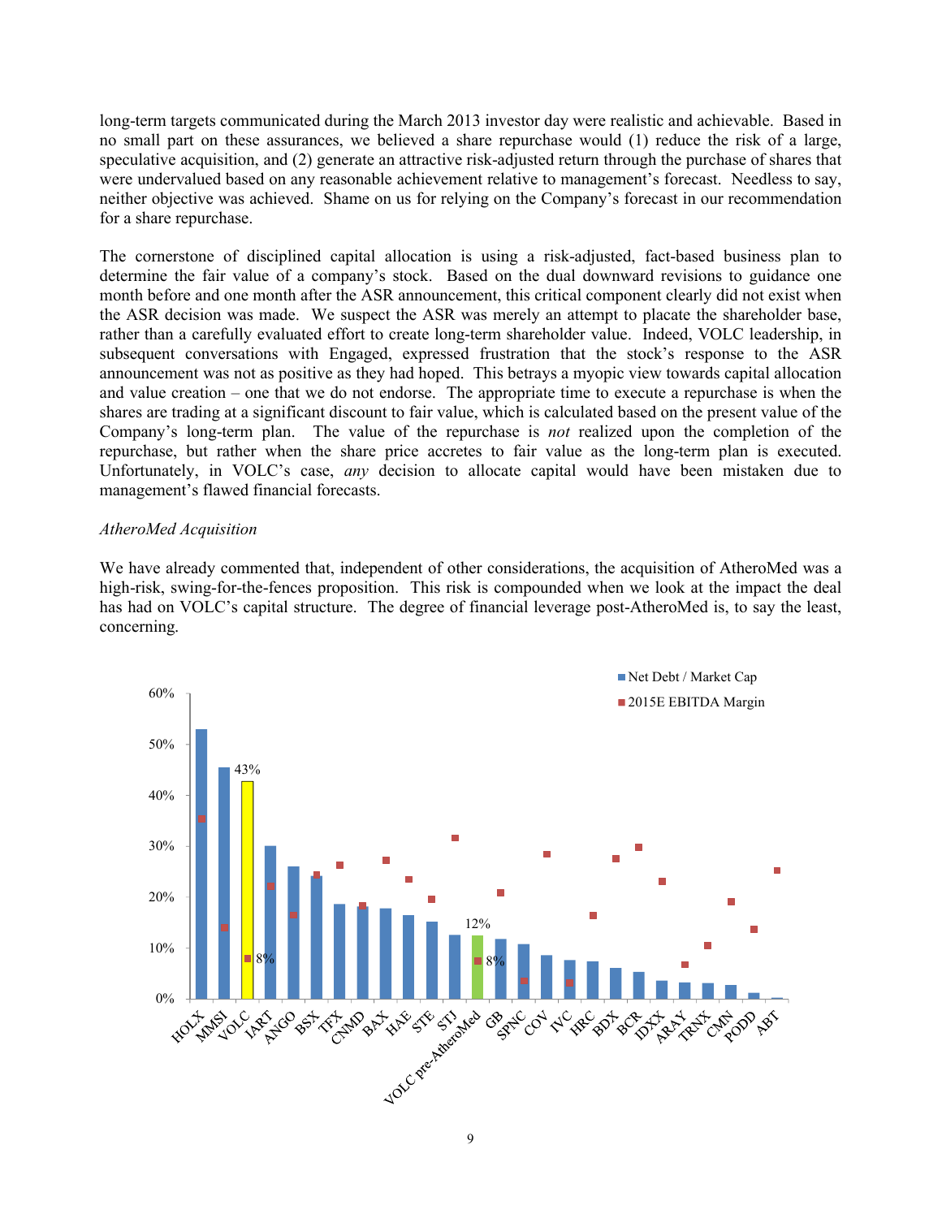long-term targets communicated during the March 2013 investor day were realistic and achievable. Based in no small part on these assurances, we believed a share repurchase would (1) reduce the risk of a large, speculative acquisition, and (2) generate an attractive risk-adjusted return through the purchase of shares that were undervalued based on any reasonable achievement relative to management's forecast. Needless to say, neither objective was achieved. Shame on us for relying on the Company's forecast in our recommendation for a share repurchase.

The cornerstone of disciplined capital allocation is using a risk-adjusted, fact-based business plan to determine the fair value of a company's stock. Based on the dual downward revisions to guidance one month before and one month after the ASR announcement, this critical component clearly did not exist when the ASR decision was made. We suspect the ASR was merely an attempt to placate the shareholder base, rather than a carefully evaluated effort to create long-term shareholder value. Indeed, VOLC leadership, in subsequent conversations with Engaged, expressed frustration that the stock's response to the ASR announcement was not as positive as they had hoped. This betrays a myopic view towards capital allocation and value creation – one that we do not endorse. The appropriate time to execute a repurchase is when the shares are trading at a significant discount to fair value, which is calculated based on the present value of the Company's long-term plan. The value of the repurchase is *not* realized upon the completion of the repurchase, but rather when the share price accretes to fair value as the long-term plan is executed. Unfortunately, in VOLC's case, *any* decision to allocate capital would have been mistaken due to management's flawed financial forecasts.

*AtheroMed Acquisition*

We have already commented that, independent of other considerations, the acquisition of AtheroMed was a high-risk, swing-for-the-fences proposition. This risk is compounded when we look at the impact the deal has had on VOLC's capital structure. The degree of financial leverage post-AtheroMed is, to say the least, concerning.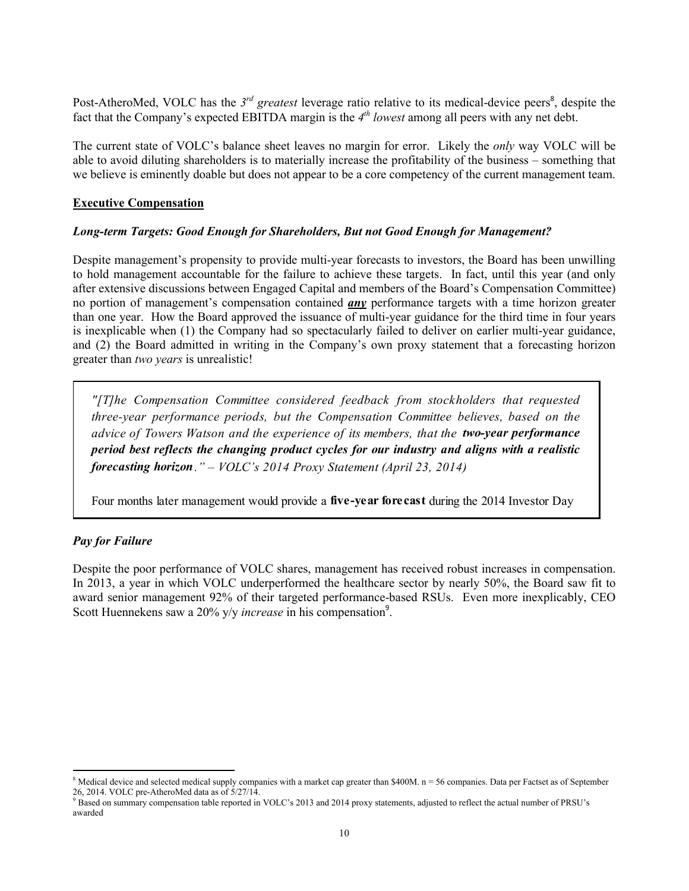Post-AtheroMed, VOLC has the *3rd greatest* leverage ratio relative to its medical-device peers[8], despite the fact that the Company's expected EBITDA margin is the *4th lowest* among all peers with any net debt.

The current state of VOLC's balance sheet leaves no margin for error. Likely the *only* way VOLC will be able to avoid diluting shareholders is to materially increase the profitability of the business – something that we believe is eminently doable but does not appear to be a core competency of the current management team.

## Executive Compensation

### *Long-term Targets: Good Enough for Shareholders, But not Good Enough for Management?*

Despite management's propensity to provide multi-year forecasts to investors, the Board has been unwilling to hold management accountable for the failure to achieve these targets. In fact, until this year (and only after extensive discussions between Engaged Capital and members of the Board's Compensation Committee) no portion of management's compensation contained ***any*** performance targets with a time horizon greater than one year. How the Board approved the issuance of multi-year guidance for the third time in four years is inexplicable when (1) the Company had so spectacularly failed to deliver on earlier multi-year guidance, and (2) the Board admitted in writing in the Company's own proxy statement that a forecasting horizon greater than *two years* is unrealistic!

> *"[T]he Compensation Committee considered feedback from stockholders that requested three-year performance periods, but the Compensation Committee believes, based on the advice of Towers Watson and the experience of its members, that the* ***two-year performance period best reflects the changing product cycles for our industry and aligns with a realistic forecasting horizon****." – VOLC's 2014 Proxy Statement (April 23, 2014)*
>
> Four months later management would provide a **five-year forecast** during the 2014 Investor Day

### *Pay for Failure*

Despite the poor performance of VOLC shares, management has received robust increases in compensation. In 2013, a year in which VOLC underperformed the healthcare sector by nearly 50%, the Board saw fit to award senior management 92% of their targeted performance-based RSUs. Even more inexplicably, CEO Scott Huennekens saw a 20% y/y *increase* in his compensation[9].

---

[8] Medical device and selected medical supply companies with a market cap greater than $400M. n = 56 companies. Data per Factset as of September 26, 2014. VOLC pre-AtheroMed data as of 5/27/14.

[9] Based on summary compensation table reported in VOLC's 2013 and 2014 proxy statements, adjusted to reflect the actual number of PRSU's awarded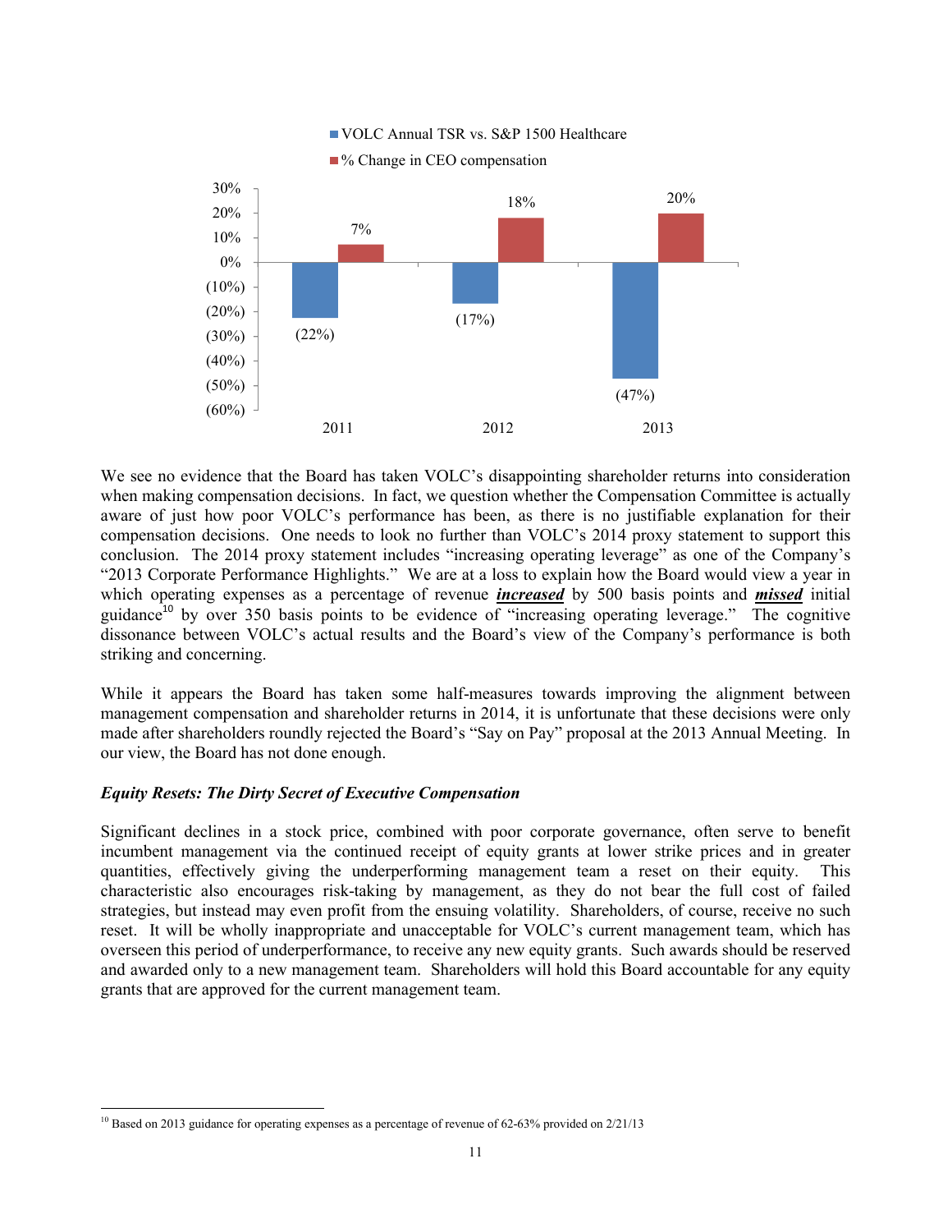| | 2011 | 2012 | 2013 |
|---|---|---|---|
| VOLC Annual TSR vs. S&P 1500 Healthcare | (22%) | (17%) | (47%) |
| % Change in CEO compensation | 7% | 18% | 20% |

We see no evidence that the Board has taken VOLC's disappointing shareholder returns into consideration when making compensation decisions. In fact, we question whether the Compensation Committee is actually aware of just how poor VOLC's performance has been, as there is no justifiable explanation for their compensation decisions. One needs to look no further than VOLC's 2014 proxy statement to support this conclusion. The 2014 proxy statement includes "increasing operating leverage" as one of the Company's "2013 Corporate Performance Highlights." We are at a loss to explain how the Board would view a year in which operating expenses as a percentage of revenue ***increased*** by 500 basis points and ***missed*** initial guidance[10] by over 350 basis points to be evidence of "increasing operating leverage." The cognitive dissonance between VOLC's actual results and the Board's view of the Company's performance is both striking and concerning.

While it appears the Board has taken some half-measures towards improving the alignment between management compensation and shareholder returns in 2014, it is unfortunate that these decisions were only made after shareholders roundly rejected the Board's "Say on Pay" proposal at the 2013 Annual Meeting. In our view, the Board has not done enough.

***Equity Resets: The Dirty Secret of Executive Compensation***

Significant declines in a stock price, combined with poor corporate governance, often serve to benefit incumbent management via the continued receipt of equity grants at lower strike prices and in greater quantities, effectively giving the underperforming management team a reset on their equity. This characteristic also encourages risk-taking by management, as they do not bear the full cost of failed strategies, but instead may even profit from the ensuing volatility. Shareholders, of course, receive no such reset. It will be wholly inappropriate and unacceptable for VOLC's current management team, which has overseen this period of underperformance, to receive any new equity grants. Such awards should be reserved and awarded only to a new management team. Shareholders will hold this Board accountable for any equity grants that are approved for the current management team.

[10] Based on 2013 guidance for operating expenses as a percentage of revenue of 62-63% provided on 2/21/13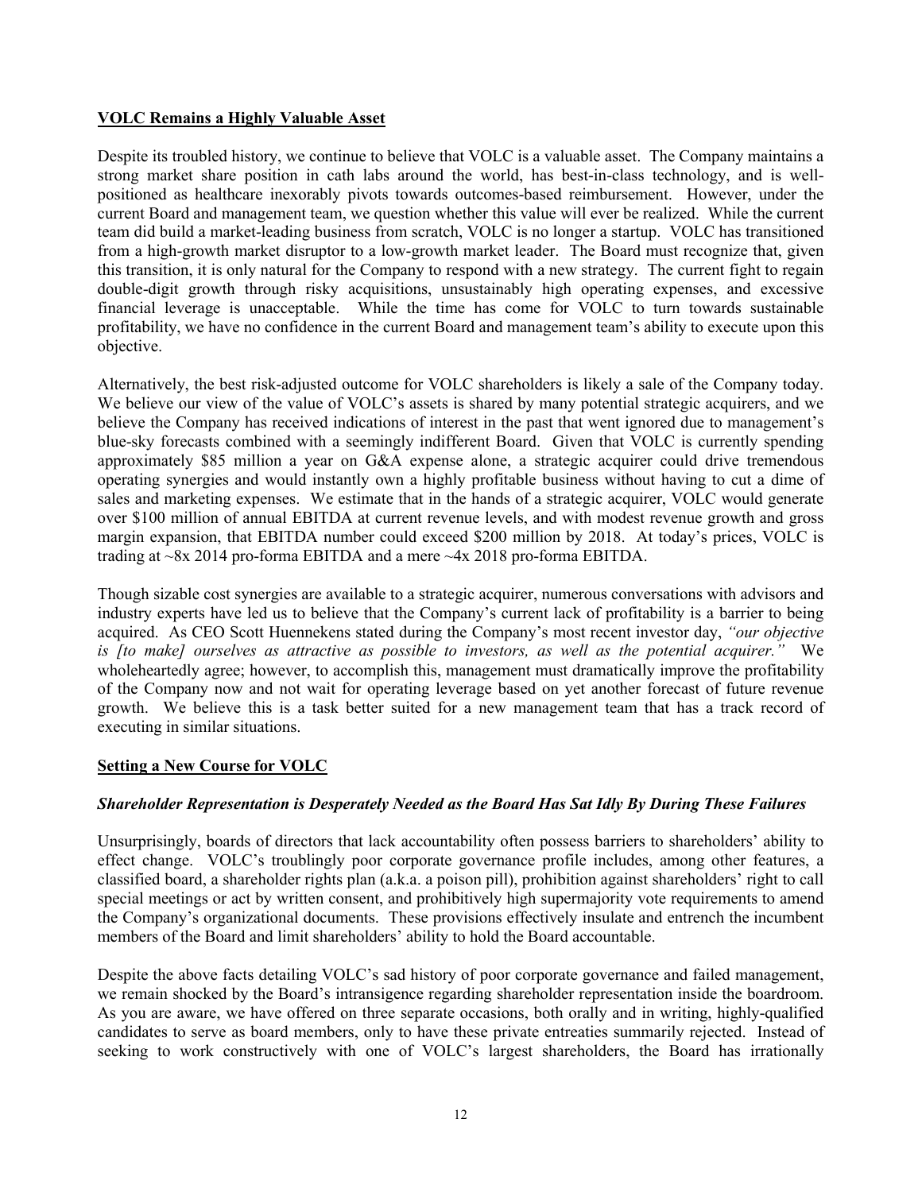**VOLC Remains a Highly Valuable Asset**

Despite its troubled history, we continue to believe that VOLC is a valuable asset. The Company maintains a strong market share position in cath labs around the world, has best-in-class technology, and is well-positioned as healthcare inexorably pivots towards outcomes-based reimbursement. However, under the current Board and management team, we question whether this value will ever be realized. While the current team did build a market-leading business from scratch, VOLC is no longer a startup. VOLC has transitioned from a high-growth market disruptor to a low-growth market leader. The Board must recognize that, given this transition, it is only natural for the Company to respond with a new strategy. The current fight to regain double-digit growth through risky acquisitions, unsustainably high operating expenses, and excessive financial leverage is unacceptable. While the time has come for VOLC to turn towards sustainable profitability, we have no confidence in the current Board and management team's ability to execute upon this objective.

Alternatively, the best risk-adjusted outcome for VOLC shareholders is likely a sale of the Company today. We believe our view of the value of VOLC's assets is shared by many potential strategic acquirers, and we believe the Company has received indications of interest in the past that went ignored due to management's blue-sky forecasts combined with a seemingly indifferent Board. Given that VOLC is currently spending approximately $85 million a year on G&A expense alone, a strategic acquirer could drive tremendous operating synergies and would instantly own a highly profitable business without having to cut a dime of sales and marketing expenses. We estimate that in the hands of a strategic acquirer, VOLC would generate over $100 million of annual EBITDA at current revenue levels, and with modest revenue growth and gross margin expansion, that EBITDA number could exceed $200 million by 2018. At today's prices, VOLC is trading at ~8x 2014 pro-forma EBITDA and a mere ~4x 2018 pro-forma EBITDA.

Though sizable cost synergies are available to a strategic acquirer, numerous conversations with advisors and industry experts have led us to believe that the Company's current lack of profitability is a barrier to being acquired. As CEO Scott Huennekens stated during the Company's most recent investor day, *"our objective is [to make] ourselves as attractive as possible to investors, as well as the potential acquirer."* We wholeheartedly agree; however, to accomplish this, management must dramatically improve the profitability of the Company now and not wait for operating leverage based on yet another forecast of future revenue growth. We believe this is a task better suited for a new management team that has a track record of executing in similar situations.

**Setting a New Course for VOLC**

***Shareholder Representation is Desperately Needed as the Board Has Sat Idly By During These Failures***

Unsurprisingly, boards of directors that lack accountability often possess barriers to shareholders' ability to effect change. VOLC's troublingly poor corporate governance profile includes, among other features, a classified board, a shareholder rights plan (a.k.a. a poison pill), prohibition against shareholders' right to call special meetings or act by written consent, and prohibitively high supermajority vote requirements to amend the Company's organizational documents. These provisions effectively insulate and entrench the incumbent members of the Board and limit shareholders' ability to hold the Board accountable.

Despite the above facts detailing VOLC's sad history of poor corporate governance and failed management, we remain shocked by the Board's intransigence regarding shareholder representation inside the boardroom. As you are aware, we have offered on three separate occasions, both orally and in writing, highly-qualified candidates to serve as board members, only to have these private entreaties summarily rejected. Instead of seeking to work constructively with one of VOLC's largest shareholders, the Board has irrationally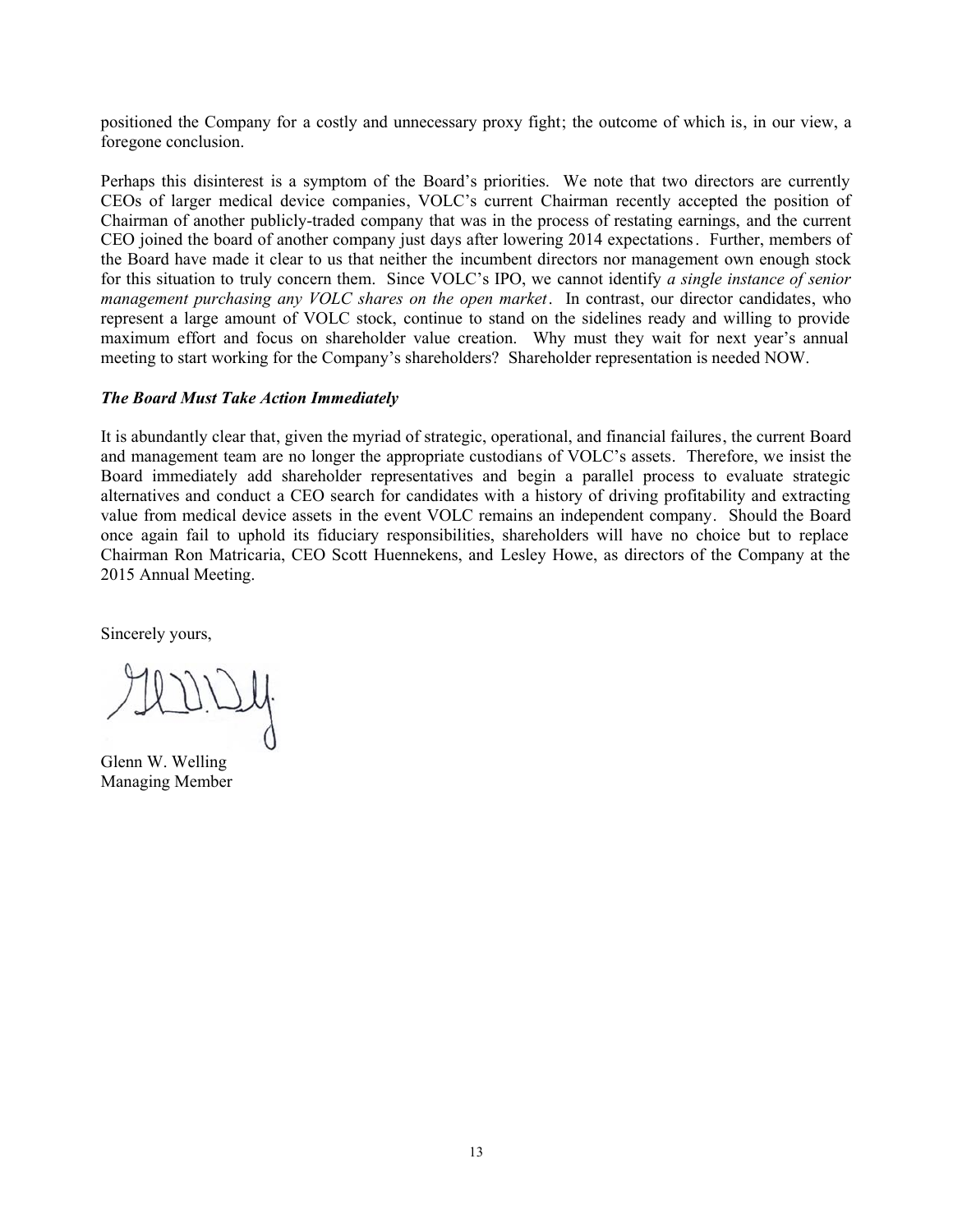positioned the Company for a costly and unnecessary proxy fight; the outcome of which is, in our view, a foregone conclusion.

Perhaps this disinterest is a symptom of the Board's priorities. We note that two directors are currently CEOs of larger medical device companies, VOLC's current Chairman recently accepted the position of Chairman of another publicly-traded company that was in the process of restating earnings, and the current CEO joined the board of another company just days after lowering 2014 expectations. Further, members of the Board have made it clear to us that neither the incumbent directors nor management own enough stock for this situation to truly concern them. Since VOLC's IPO, we cannot identify *a single instance of senior management purchasing any VOLC shares on the open market*. In contrast, our director candidates, who represent a large amount of VOLC stock, continue to stand on the sidelines ready and willing to provide maximum effort and focus on shareholder value creation. Why must they wait for next year's annual meeting to start working for the Company's shareholders? Shareholder representation is needed NOW.

***The Board Must Take Action Immediately***

It is abundantly clear that, given the myriad of strategic, operational, and financial failures, the current Board and management team are no longer the appropriate custodians of VOLC's assets. Therefore, we insist the Board immediately add shareholder representatives and begin a parallel process to evaluate strategic alternatives and conduct a CEO search for candidates with a history of driving profitability and extracting value from medical device assets in the event VOLC remains an independent company. Should the Board once again fail to uphold its fiduciary responsibilities, shareholders will have no choice but to replace Chairman Ron Matricaria, CEO Scott Huennekens, and Lesley Howe, as directors of the Company at the 2015 Annual Meeting.

Sincerely yours,

Glenn W. Welling
Managing Member